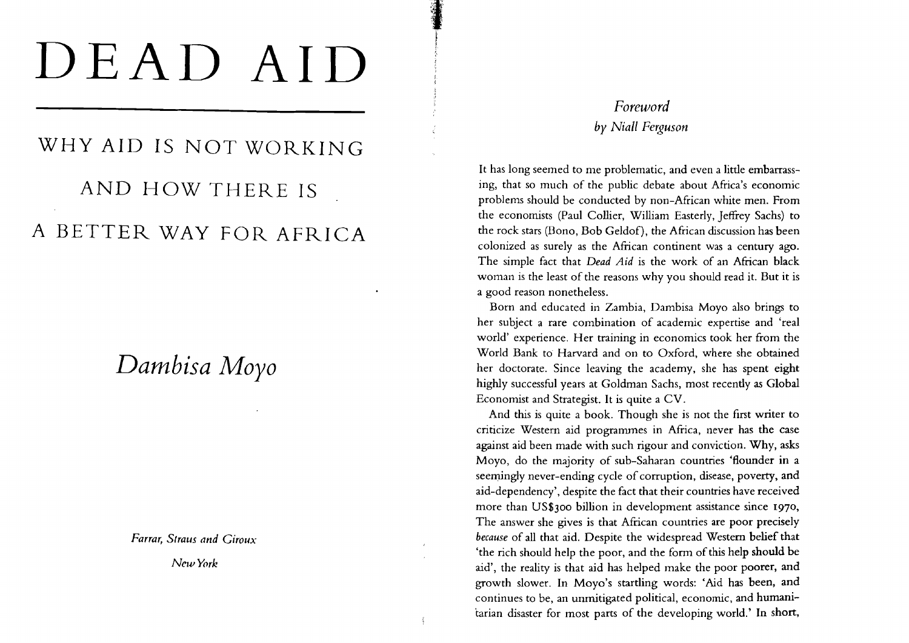# DEAD AID

## WHY AID IS NOT WORKING AND HOW THERE IS A BETTER WAY FOR AFRICA

*Dambisa Moyo*

*Farrar, Straus and Giroux*

*New York*

## *Foreword*
### *by Niall Ferguson*

It has long seemed to me problematic, and even a little embarrassing, that so much of the public debate about Africa's economic problems should be conducted by non-African white men. From the economists (Paul Collier, William Easterly, Jeffrey Sachs) to the rock stars (Bono, Bob Geldof), the African discussion has been colonized as surely as the African continent was a century ago. The simple fact that *Dead Aid* is the work of an African black woman is the least of the reasons why you should read it. But it is a good reason nonetheless.

Born and educated in Zambia, Dambisa Moyo also brings to her subject a rare combination of academic expertise and 'real world' experience. Her training in economics took her from the World Bank to Harvard and on to Oxford, where she obtained her doctorate. Since leaving the academy, she has spent eight highly successful years at Goldman Sachs, most recently as Global Economist and Strategist. It is quite a CV.

And this is quite a book. Though she is not the first writer to criticize Western aid programmes in Africa, never has the case against aid been made with such rigour and conviction. Why, asks Moyo, do the majority of sub-Saharan countries 'flounder in a seemingly never-ending cycle of corruption, disease, poverty, and aid-dependency', despite the fact that their countries have received more than US$300 billion in development assistance since 1970, The answer she gives is that African countries are poor precisely *because* of all that aid. Despite the widespread Western belief that 'the rich should help the poor, and the form of this help should be aid', the reality is that aid has helped make the poor poorer, and growth slower. In Moyo's startling words: 'Aid has been, and continues to be, an unmitigated political, economic, and humanitarian disaster for most parts of the developing world.' In short,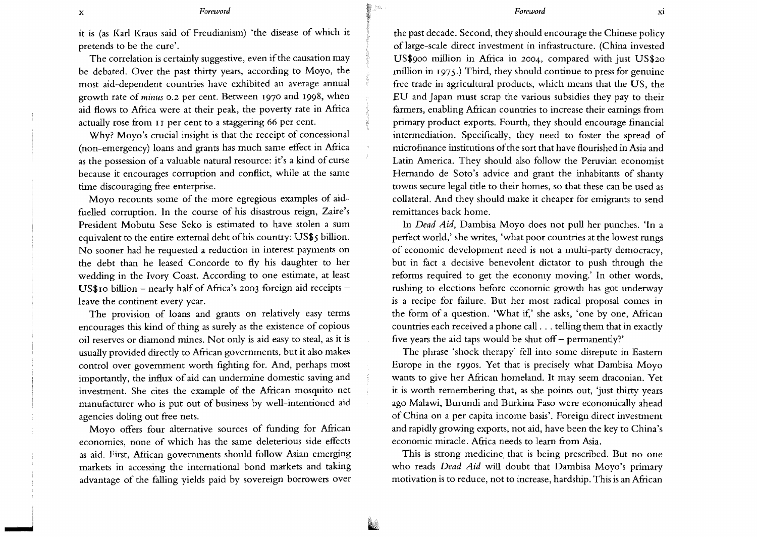it is (as Karl Kraus said of Freudianism) 'the disease of which it pretends to be the cure'.

The correlation is certainly suggestive, even if the causation may be debated. Over the past thirty years, according to Moyo, the most aid-dependent countries have exhibited an average annual growth rate of *minus* 0.2 per cent. Between 1970 and 1998, when aid flows to Africa were at their peak, the poverty rate in Africa actually rose from 11 per cent to a staggering 66 per cent.

Why? Moyo's crucial insight is that the receipt of concessional (non-emergency) loans and grants has much same effect in Africa as the possession of a valuable natural resource: it's a kind of curse because it encourages corruption and conflict, while at the same time discouraging free enterprise.

Moyo recounts some of the more egregious examples of aid-fuelled corruption. In the course of his disastrous reign, Zaire's President Mobutu Sese Seko is estimated to have stolen a sum equivalent to the entire external debt of his country: US$5 billion. No sooner had he requested a reduction in interest payments on the debt than he leased Concorde to fly his daughter to her wedding in the Ivory Coast. According to one estimate, at least US$10 billion – nearly half of Africa's 2003 foreign aid receipts – leave the continent every year.

The provision of loans and grants on relatively easy terms encourages this kind of thing as surely as the existence of copious oil reserves or diamond mines. Not only is aid easy to steal, as it is usually provided directly to African governments, but it also makes control over government worth fighting for. And, perhaps most importantly, the influx of aid can undermine domestic saving and investment. She cites the example of the African mosquito net manufacturer who is put out of business by well-intentioned aid agencies doling out free nets.

Moyo offers four alternative sources of funding for African economies, none of which has the same deleterious side effects as aid. First, African governments should follow Asian emerging markets in accessing the international bond markets and taking advantage of the falling yields paid by sovereign borrowers over the past decade. Second, they should encourage the Chinese policy of large-scale direct investment in infrastructure. (China invested US$900 million in Africa in 2004, compared with just US$20 million in 1975.) Third, they should continue to press for genuine free trade in agricultural products, which means that the US, the EU and Japan must scrap the various subsidies they pay to their farmers, enabling African countries to increase their earnings from primary product exports. Fourth, they should encourage financial intermediation. Specifically, they need to foster the spread of microfinance institutions of the sort that have flourished in Asia and Latin America. They should also follow the Peruvian economist Hernando de Soto's advice and grant the inhabitants of shanty towns secure legal title to their homes, so that these can be used as collateral. And they should make it cheaper for emigrants to send remittances back home.

In *Dead Aid*, Dambisa Moyo does not pull her punches. 'In a perfect world,' she writes, 'what poor countries at the lowest rungs of economic development need is not a multi-party democracy, but in fact a decisive benevolent dictator to push through the reforms required to get the economy moving.' In other words, rushing to elections before economic growth has got underway is a recipe for failure. But her most radical proposal comes in the form of a question. 'What if,' she asks, 'one by one, African countries each received a phone call . . . telling them that in exactly five years the aid taps would be shut off – permanently?'

The phrase 'shock therapy' fell into some disrepute in Eastern Europe in the 1990s. Yet that is precisely what Dambisa Moyo wants to give her African homeland. It may seem draconian. Yet it is worth remembering that, as she points out, 'just thirty years ago Malawi, Burundi and Burkina Faso were economically ahead of China on a per capita income basis'. Foreign direct investment and rapidly growing exports, not aid, have been the key to China's economic miracle. Africa needs to learn from Asia.

This is strong medicine that is being prescribed. But no one who reads *Dead Aid* will doubt that Dambisa Moyo's primary motivation is to reduce, not to increase, hardship. This is an African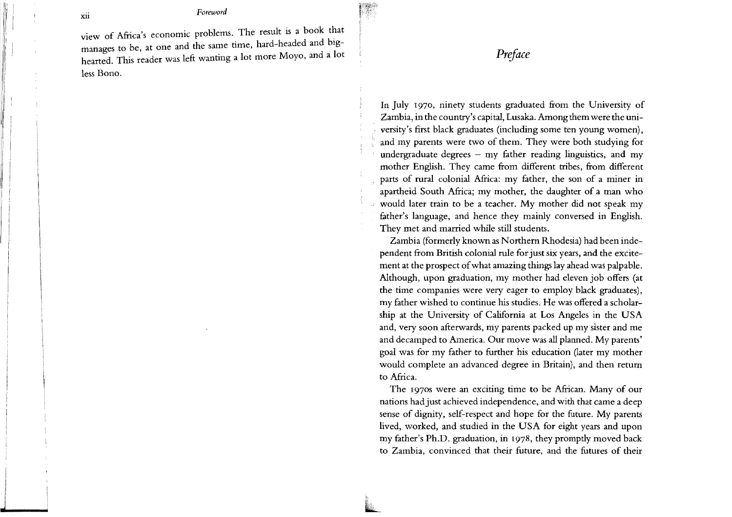view of Africa's economic problems. The result is a book that manages to be, at one and the same time, hard-headed and big-hearted. This reader was left wanting a lot more Moyo, and a lot less Bono.

# *Preface*

In July 1970, ninety students graduated from the University of Zambia, in the country's capital, Lusaka. Among them were the university's first black graduates (including some ten young women), and my parents were two of them. They were both studying for undergraduate degrees – my father reading linguistics, and my mother English. They came from different tribes, from different parts of rural colonial Africa: my father, the son of a miner in apartheid South Africa; my mother, the daughter of a man who would later train to be a teacher. My mother did not speak my father's language, and hence they mainly conversed in English. They met and married while still students.

Zambia (formerly known as Northern Rhodesia) had been independent from British colonial rule for just six years, and the excitement at the prospect of what amazing things lay ahead was palpable. Although, upon graduation, my mother had eleven job offers (at the time companies were very eager to employ black graduates), my father wished to continue his studies. He was offered a scholarship at the University of California at Los Angeles in the USA and, very soon afterwards, my parents packed up my sister and me and decamped to America. Our move was all planned. My parents' goal was for my father to further his education (later my mother would complete an advanced degree in Britain), and then return to Africa.

The 1970s were an exciting time to be African. Many of our nations had just achieved independence, and with that came a deep sense of dignity, self-respect and hope for the future. My parents lived, worked, and studied in the USA for eight years and upon my father's Ph.D. graduation, in 1978, they promptly moved back to Zambia, convinced that their future, and the futures of their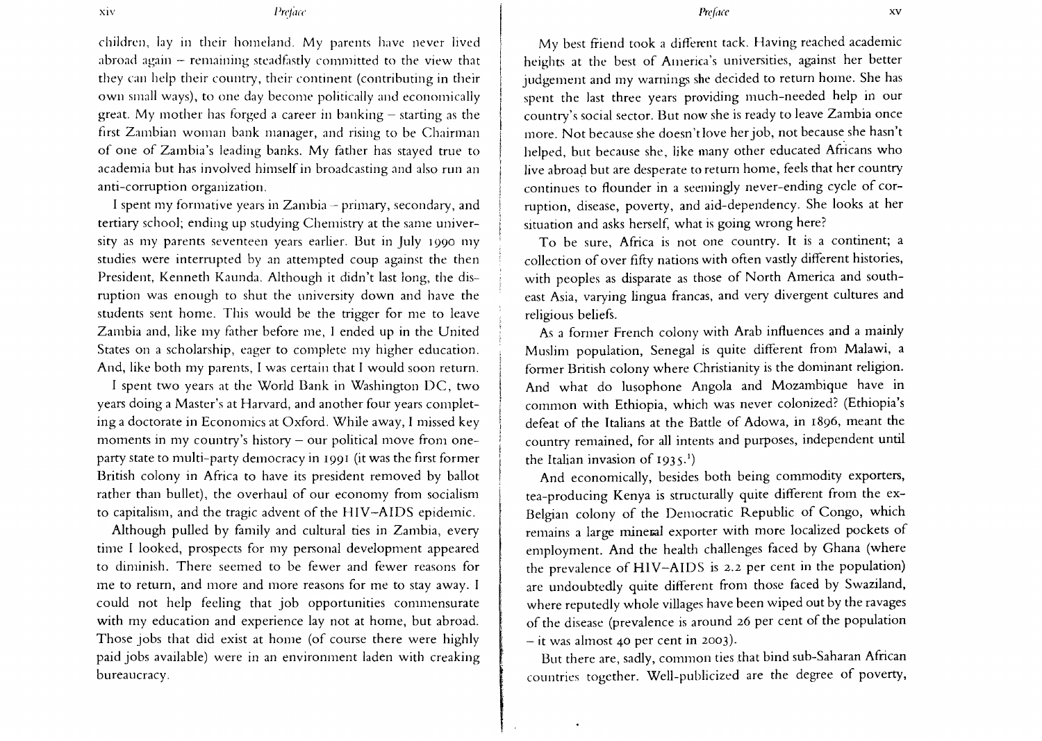children, lay in their homeland. My parents have never lived abroad again – remaining steadfastly committed to the view that they can help their country, their continent (contributing in their own small ways), to one day become politically and economically great. My mother has forged a career in banking – starting as the first Zambian woman bank manager, and rising to be Chairman of one of Zambia's leading banks. My father has stayed true to academia but has involved himself in broadcasting and also run an anti-corruption organization.

I spent my formative years in Zambia – primary, secondary, and tertiary school; ending up studying Chemistry at the same university as my parents seventeen years earlier. But in July 1990 my studies were interrupted by an attempted coup against the then President, Kenneth Kaunda. Although it didn't last long, the disruption was enough to shut the university down and have the students sent home. This would be the trigger for me to leave Zambia and, like my father before me, I ended up in the United States on a scholarship, eager to complete my higher education. And, like both my parents, I was certain that I would soon return.

I spent two years at the World Bank in Washington DC, two years doing a Master's at Harvard, and another four years completing a doctorate in Economics at Oxford. While away, I missed key moments in my country's history – our political move from one-party state to multi-party democracy in 1991 (it was the first former British colony in Africa to have its president removed by ballot rather than bullet), the overhaul of our economy from socialism to capitalism, and the tragic advent of the HIV–AIDS epidemic.

Although pulled by family and cultural ties in Zambia, every time I looked, prospects for my personal development appeared to diminish. There seemed to be fewer and fewer reasons for me to return, and more and more reasons for me to stay away. I could not help feeling that job opportunities commensurate with my education and experience lay not at home, but abroad. Those jobs that did exist at home (of course there were highly paid jobs available) were in an environment laden with creaking bureaucracy.

My best friend took a different tack. Having reached academic heights at the best of America's universities, against her better judgement and my warnings she decided to return home. She has spent the last three years providing much-needed help in our country's social sector. But now she is ready to leave Zambia once more. Not because she doesn't love her job, not because she hasn't helped, but because she, like many other educated Africans who live abroad but are desperate to return home, feels that her country continues to flounder in a seemingly never-ending cycle of corruption, disease, poverty, and aid-dependency. She looks at her situation and asks herself, what is going wrong here?

To be sure, Africa is not one country. It is a continent; a collection of over fifty nations with often vastly different histories, with peoples as disparate as those of North America and south-east Asia, varying lingua francas, and very divergent cultures and religious beliefs.

As a former French colony with Arab influences and a mainly Muslim population, Senegal is quite different from Malawi, a former British colony where Christianity is the dominant religion. And what do lusophone Angola and Mozambique have in common with Ethiopia, which was never colonized? (Ethiopia's defeat of the Italians at the Battle of Adowa, in 1896, meant the country remained, for all intents and purposes, independent until the Italian invasion of 1935.[1])

And economically, besides both being commodity exporters, tea-producing Kenya is structurally quite different from the ex-Belgian colony of the Democratic Republic of Congo, which remains a large mineral exporter with more localized pockets of employment. And the health challenges faced by Ghana (where the prevalence of HIV–AIDS is 2.2 per cent in the population) are undoubtedly quite different from those faced by Swaziland, where reputedly whole villages have been wiped out by the ravages of the disease (prevalence is around 26 per cent of the population – it was almost 40 per cent in 2003).

But there are, sadly, common ties that bind sub-Saharan African countries together. Well-publicized are the degree of poverty,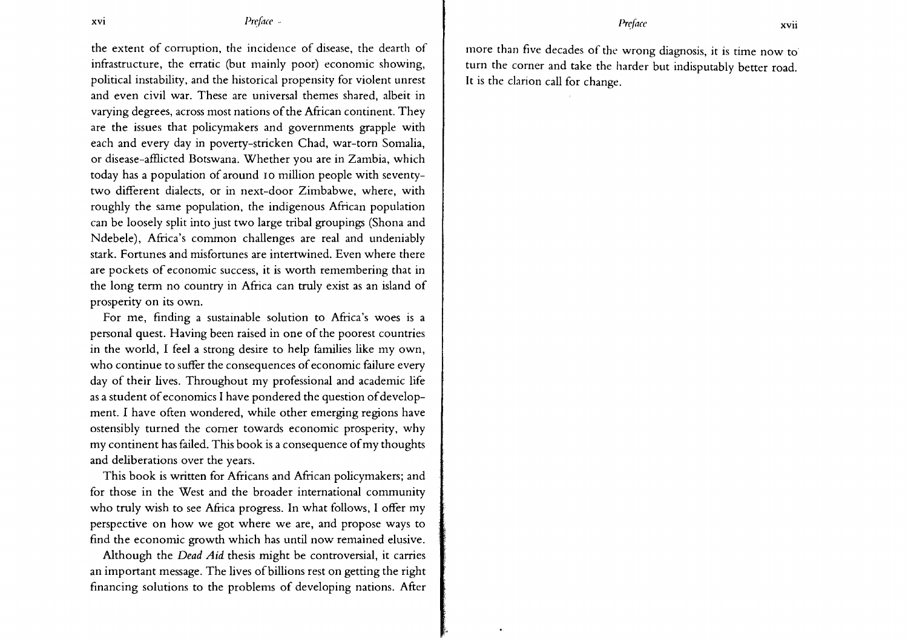the extent of corruption, the incidence of disease, the dearth of infrastructure, the erratic (but mainly poor) economic showing, political instability, and the historical propensity for violent unrest and even civil war. These are universal themes shared, albeit in varying degrees, across most nations of the African continent. They are the issues that policymakers and governments grapple with each and every day in poverty-stricken Chad, war-torn Somalia, or disease-afflicted Botswana. Whether you are in Zambia, which today has a population of around 10 million people with seventy-two different dialects, or in next-door Zimbabwe, where, with roughly the same population, the indigenous African population can be loosely split into just two large tribal groupings (Shona and Ndebele), Africa's common challenges are real and undeniably stark. Fortunes and misfortunes are intertwined. Even where there are pockets of economic success, it is worth remembering that in the long term no country in Africa can truly exist as an island of prosperity on its own.

For me, finding a sustainable solution to Africa's woes is a personal quest. Having been raised in one of the poorest countries in the world, I feel a strong desire to help families like my own, who continue to suffer the consequences of economic failure every day of their lives. Throughout my professional and academic life as a student of economics I have pondered the question of development. I have often wondered, while other emerging regions have ostensibly turned the corner towards economic prosperity, why my continent has failed. This book is a consequence of my thoughts and deliberations over the years.

This book is written for Africans and African policymakers; and for those in the West and the broader international community who truly wish to see Africa progress. In what follows, I offer my perspective on how we got where we are, and propose ways to find the economic growth which has until now remained elusive.

Although the *Dead Aid* thesis might be controversial, it carries an important message. The lives of billions rest on getting the right financing solutions to the problems of developing nations. After more than five decades of the wrong diagnosis, it is time now to turn the corner and take the harder but indisputably better road. It is the clarion call for change.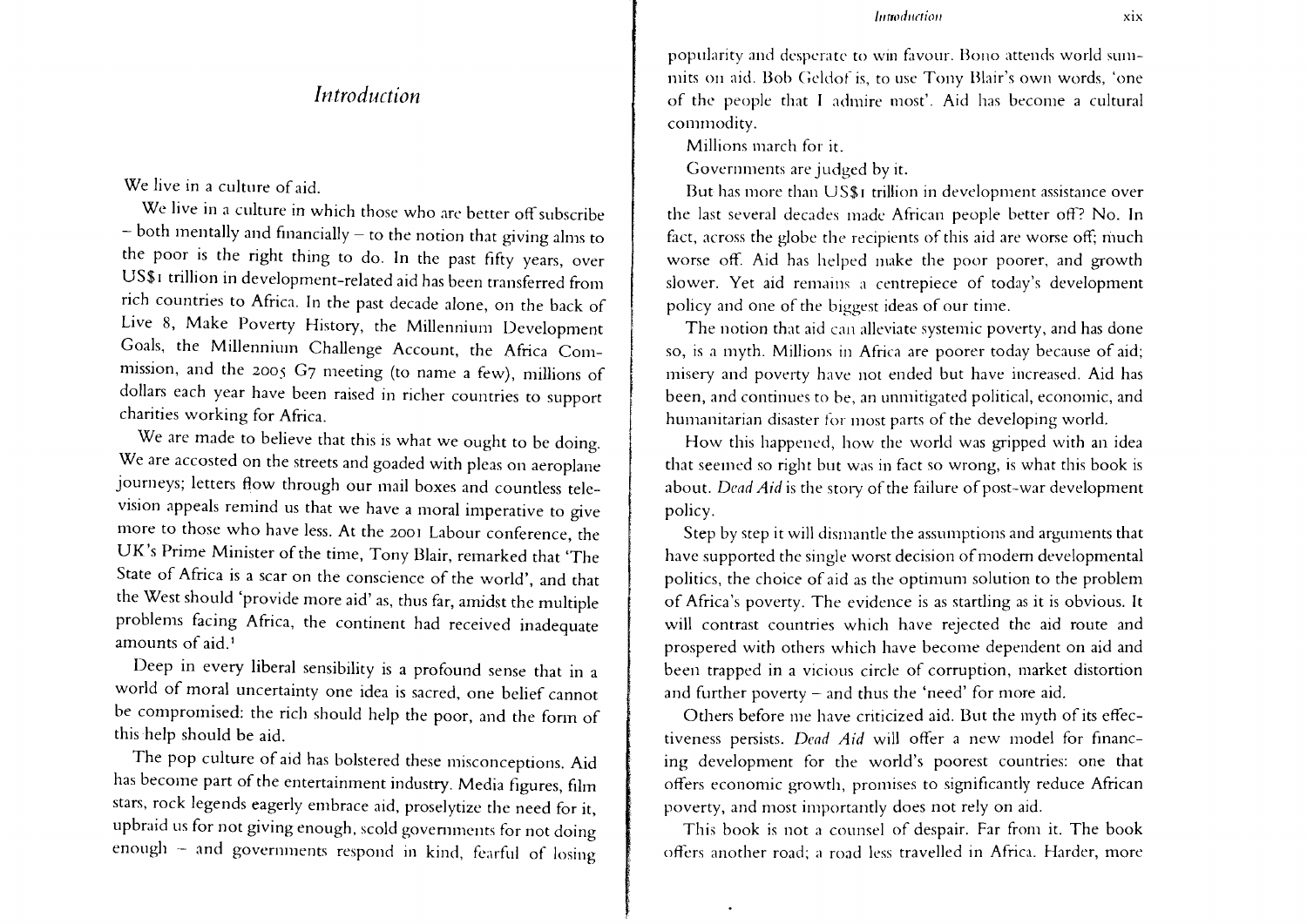# Introduction

We live in a culture of aid.

We live in a culture in which those who are better off subscribe – both mentally and financially – to the notion that giving alms to the poor is the right thing to do. In the past fifty years, over US$1 trillion in development-related aid has been transferred from rich countries to Africa. In the past decade alone, on the back of Live 8, Make Poverty History, the Millennium Development Goals, the Millennium Challenge Account, the Africa Commission, and the 2005 G7 meeting (to name a few), millions of dollars each year have been raised in richer countries to support charities working for Africa.

We are made to believe that this is what we ought to be doing. We are accosted on the streets and goaded with pleas on aeroplane journeys; letters flow through our mail boxes and countless television appeals remind us that we have a moral imperative to give more to those who have less. At the 2001 Labour conference, the UK's Prime Minister of the time, Tony Blair, remarked that 'The State of Africa is a scar on the conscience of the world', and that the West should 'provide more aid' as, thus far, amidst the multiple problems facing Africa, the continent had received inadequate amounts of aid.[1]

Deep in every liberal sensibility is a profound sense that in a world of moral uncertainty one idea is sacred, one belief cannot be compromised: the rich should help the poor, and the form of this help should be aid.

The pop culture of aid has bolstered these misconceptions. Aid has become part of the entertainment industry. Media figures, film stars, rock legends eagerly embrace aid, proselytize the need for it, upbraid us for not giving enough, scold governments for not doing enough – and governments respond in kind, fearful of losing popularity and desperate to win favour. Bono attends world summits on aid. Bob Geldof is, to use Tony Blair's own words, 'one of the people that I admire most'. Aid has become a cultural commodity.

Millions march for it.

Governments are judged by it.

But has more than US$1 trillion in development assistance over the last several decades made African people better off? No. In fact, across the globe the recipients of this aid are worse off; much worse off. Aid has helped make the poor poorer, and growth slower. Yet aid remains a centrepiece of today's development policy and one of the biggest ideas of our time.

The notion that aid can alleviate systemic poverty, and has done so, is a myth. Millions in Africa are poorer today because of aid; misery and poverty have not ended but have increased. Aid has been, and continues to be, an unmitigated political, economic, and humanitarian disaster for most parts of the developing world.

How this happened, how the world was gripped with an idea that seemed so right but was in fact so wrong, is what this book is about. *Dead Aid* is the story of the failure of post-war development policy.

Step by step it will dismantle the assumptions and arguments that have supported the single worst decision of modern developmental politics, the choice of aid as the optimum solution to the problem of Africa's poverty. The evidence is as startling as it is obvious. It will contrast countries which have rejected the aid route and prospered with others which have become dependent on aid and been trapped in a vicious circle of corruption, market distortion and further poverty – and thus the 'need' for more aid.

Others before me have criticized aid. But the myth of its effectiveness persists. *Dead Aid* will offer a new model for financing development for the world's poorest countries: one that offers economic growth, promises to significantly reduce African poverty, and most importantly does not rely on aid.

This book is not a counsel of despair. Far from it. The book offers another road; a road less travelled in Africa. Harder, more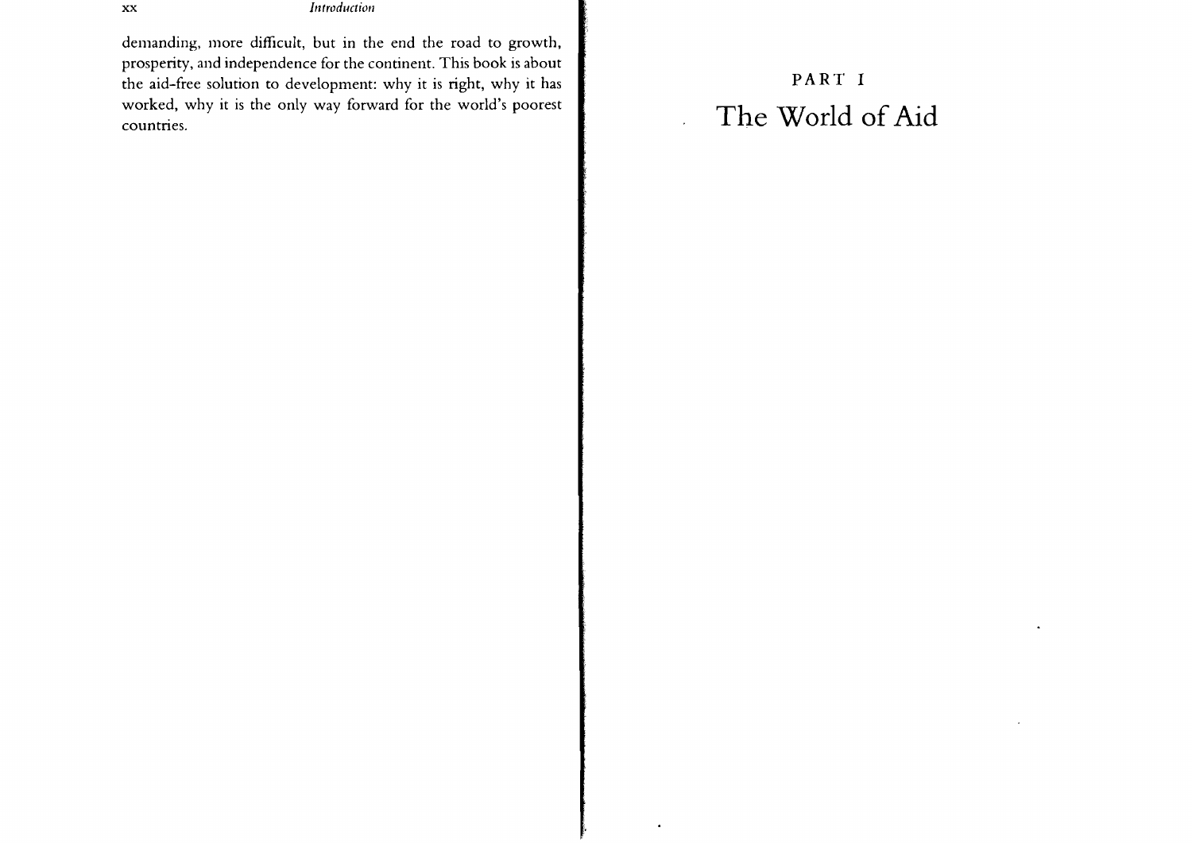demanding, more difficult, but in the end the road to growth, prosperity, and independence for the continent. This book is about the aid-free solution to development: why it is right, why it has worked, why it is the only way forward for the world's poorest countries.

# PART I

# The World of Aid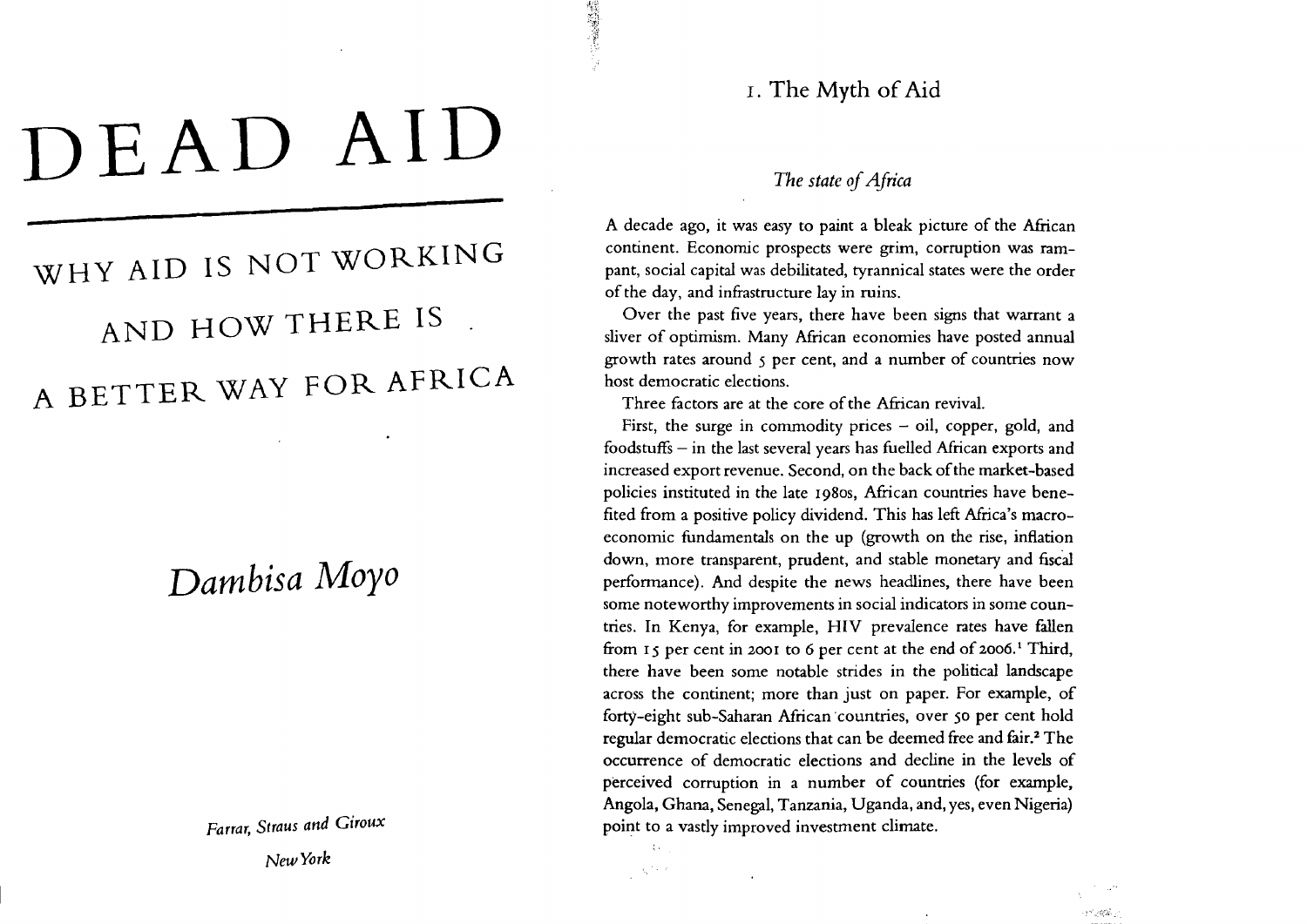# DEAD AID

## WHY AID IS NOT WORKING AND HOW THERE IS A BETTER WAY FOR AFRICA

*Dambisa Moyo*

*Farrar, Straus and Giroux*

*New York*

## 1. The Myth of Aid

### *The state of Africa*

A decade ago, it was easy to paint a bleak picture of the African continent. Economic prospects were grim, corruption was rampant, social capital was debilitated, tyrannical states were the order of the day, and infrastructure lay in ruins.

Over the past five years, there have been signs that warrant a sliver of optimism. Many African economies have posted annual growth rates around 5 per cent, and a number of countries now host democratic elections.

Three factors are at the core of the African revival.

First, the surge in commodity prices – oil, copper, gold, and foodstuffs – in the last several years has fuelled African exports and increased export revenue. Second, on the back of the market-based policies instituted in the late 1980s, African countries have benefited from a positive policy dividend. This has left Africa's macroeconomic fundamentals on the up (growth on the rise, inflation down, more transparent, prudent, and stable monetary and fiscal performance). And despite the news headlines, there have been some noteworthy improvements in social indicators in some countries. In Kenya, for example, HIV prevalence rates have fallen from 15 per cent in 2001 to 6 per cent at the end of 2006.[1] Third, there have been some notable strides in the political landscape across the continent; more than just on paper. For example, of forty-eight sub-Saharan African countries, over 50 per cent hold regular democratic elections that can be deemed free and fair.[2] The occurrence of democratic elections and decline in the levels of perceived corruption in a number of countries (for example, Angola, Ghana, Senegal, Tanzania, Uganda, and, yes, even Nigeria) point to a vastly improved investment climate.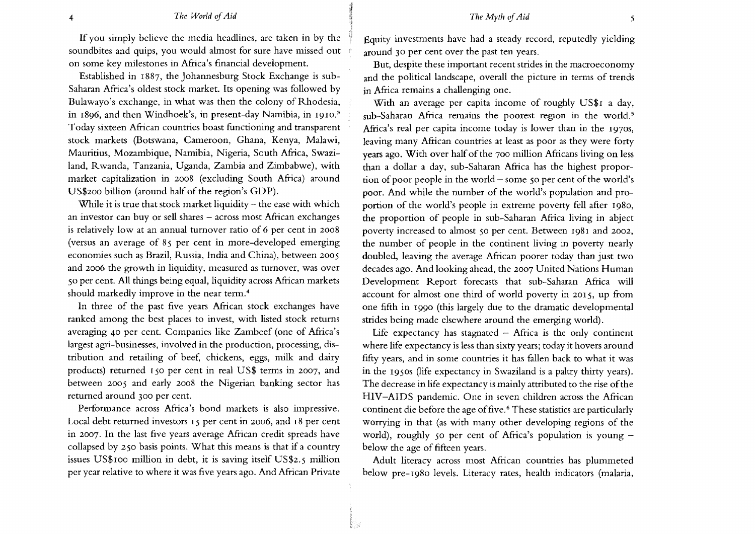If you simply believe the media headlines, are taken in by the soundbites and quips, you would almost for sure have missed out on some key milestones in Africa's financial development.

Established in 1887, the Johannesburg Stock Exchange is sub-Saharan Africa's oldest stock market. Its opening was followed by Bulawayo's exchange, in what was then the colony of Rhodesia, in 1896, and then Windhoek's, in present-day Namibia, in 1910.[3] Today sixteen African countries boast functioning and transparent stock markets (Botswana, Cameroon, Ghana, Kenya, Malawi, Mauritius, Mozambique, Namibia, Nigeria, South Africa, Swaziland, Rwanda, Tanzania, Uganda, Zambia and Zimbabwe), with market capitalization in 2008 (excluding South Africa) around US$200 billion (around half of the region's GDP).

While it is true that stock market liquidity – the ease with which an investor can buy or sell shares – across most African exchanges is relatively low at an annual turnover ratio of 6 per cent in 2008 (versus an average of 85 per cent in more-developed emerging economies such as Brazil, Russia, India and China), between 2005 and 2006 the growth in liquidity, measured as turnover, was over 50 per cent. All things being equal, liquidity across African markets should markedly improve in the near term.[4]

In three of the past five years African stock exchanges have ranked among the best places to invest, with listed stock returns averaging 40 per cent. Companies like Zambeef (one of Africa's largest agri-businesses, involved in the production, processing, distribution and retailing of beef, chickens, eggs, milk and dairy products) returned 150 per cent in real US$ terms in 2007, and between 2005 and early 2008 the Nigerian banking sector has returned around 300 per cent.

Performance across Africa's bond markets is also impressive. Local debt returned investors 15 per cent in 2006, and 18 per cent in 2007. In the last five years average African credit spreads have collapsed by 250 basis points. What this means is that if a country issues US$100 million in debt, it is saving itself US$2.5 million per year relative to where it was five years ago. And African Private Equity investments have had a steady record, reputedly yielding around 30 per cent over the past ten years.

But, despite these important recent strides in the macroeconomy and the political landscape, overall the picture in terms of trends in Africa remains a challenging one.

With an average per capita income of roughly US$1 a day, sub-Saharan Africa remains the poorest region in the world.[5] Africa's real per capita income today is lower than in the 1970s, leaving many African countries at least as poor as they were forty years ago. With over half of the 700 million Africans living on less than a dollar a day, sub-Saharan Africa has the highest proportion of poor people in the world – some 50 per cent of the world's poor. And while the number of the world's population and proportion of the world's people in extreme poverty fell after 1980, the proportion of people in sub-Saharan Africa living in abject poverty increased to almost 50 per cent. Between 1981 and 2002, the number of people in the continent living in poverty nearly doubled, leaving the average African poorer today than just two decades ago. And looking ahead, the 2007 United Nations Human Development Report forecasts that sub-Saharan Africa will account for almost one third of world poverty in 2015, up from one fifth in 1990 (this largely due to the dramatic developmental strides being made elsewhere around the emerging world).

Life expectancy has stagnated – Africa is the only continent where life expectancy is less than sixty years; today it hovers around fifty years, and in some countries it has fallen back to what it was in the 1950s (life expectancy in Swaziland is a paltry thirty years). The decrease in life expectancy is mainly attributed to the rise of the HIV–AIDS pandemic. One in seven children across the African continent die before the age of five.[6] These statistics are particularly worrying in that (as with many other developing regions of the world), roughly 50 per cent of Africa's population is young – below the age of fifteen years.

Adult literacy across most African countries has plummeted below pre-1980 levels. Literacy rates, health indicators (malaria,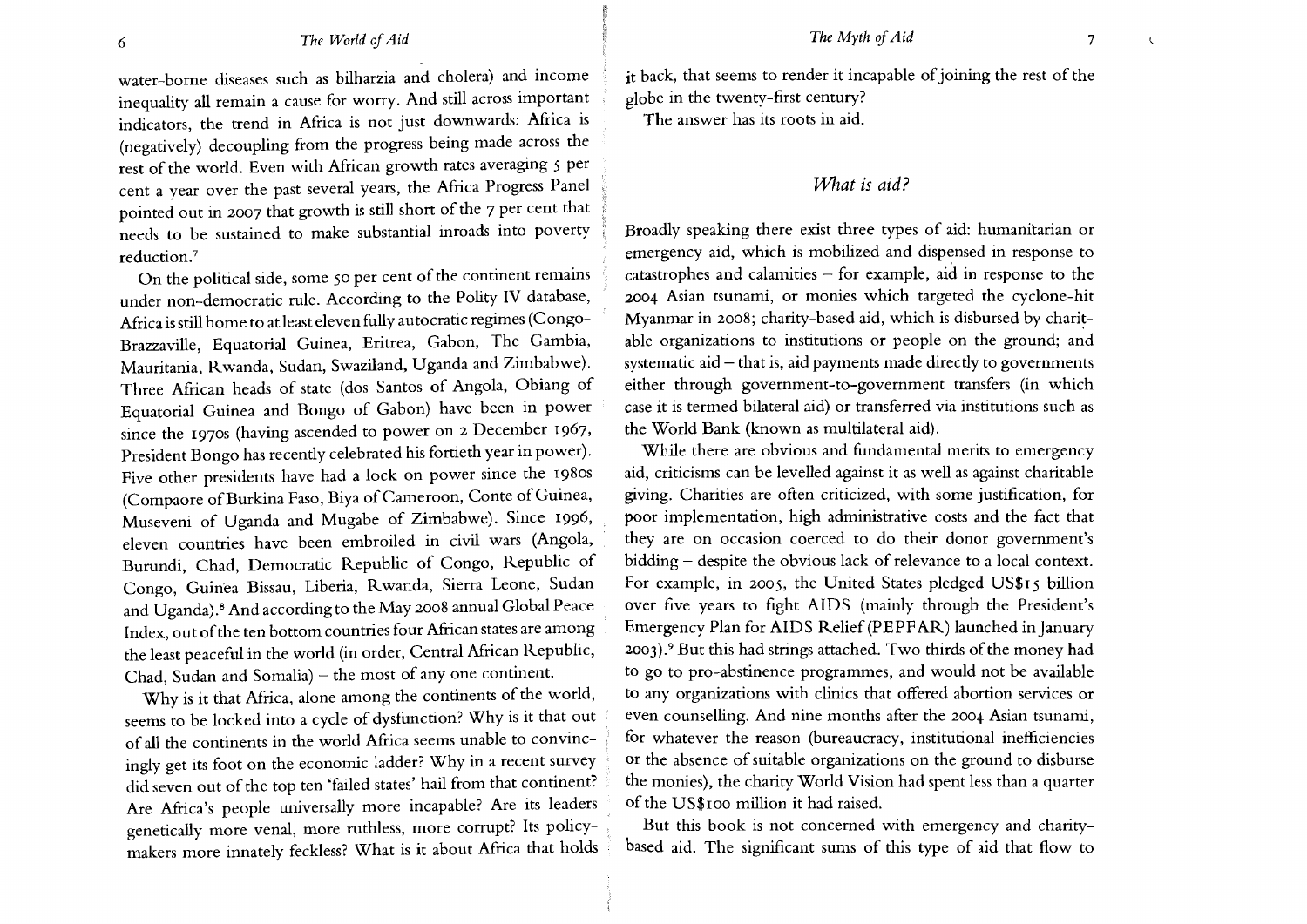water-borne diseases such as bilharzia and cholera) and income inequality all remain a cause for worry. And still across important indicators, the trend in Africa is not just downwards: Africa is (negatively) decoupling from the progress being made across the rest of the world. Even with African growth rates averaging 5 per cent a year over the past several years, the Africa Progress Panel pointed out in 2007 that growth is still short of the 7 per cent that needs to be sustained to make substantial inroads into poverty reduction.[7]

On the political side, some 50 per cent of the continent remains under non-democratic rule. According to the Polity IV database, Africa is still home to at least eleven fully autocratic regimes (Congo-Brazzaville, Equatorial Guinea, Eritrea, Gabon, The Gambia, Mauritania, Rwanda, Sudan, Swaziland, Uganda and Zimbabwe). Three African heads of state (dos Santos of Angola, Obiang of Equatorial Guinea and Bongo of Gabon) have been in power since the 1970s (having ascended to power on 2 December 1967, President Bongo has recently celebrated his fortieth year in power). Five other presidents have had a lock on power since the 1980s (Compaore of Burkina Faso, Biya of Cameroon, Conte of Guinea, Museveni of Uganda and Mugabe of Zimbabwe). Since 1996, eleven countries have been embroiled in civil wars (Angola, Burundi, Chad, Democratic Republic of Congo, Republic of Congo, Guinea Bissau, Liberia, Rwanda, Sierra Leone, Sudan and Uganda).[8] And according to the May 2008 annual Global Peace Index, out of the ten bottom countries four African states are among the least peaceful in the world (in order, Central African Republic, Chad, Sudan and Somalia) – the most of any one continent.

Why is it that Africa, alone among the continents of the world, seems to be locked into a cycle of dysfunction? Why is it that out of all the continents in the world Africa seems unable to convincingly get its foot on the economic ladder? Why in a recent survey did seven out of the top ten 'failed states' hail from that continent? Are Africa's people universally more incapable? Are its leaders genetically more venal, more ruthless, more corrupt? Its policy-makers more innately feckless? What is it about Africa that holds it back, that seems to render it incapable of joining the rest of the globe in the twenty-first century?

The answer has its roots in aid.

## *What is aid?*

Broadly speaking there exist three types of aid: humanitarian or emergency aid, which is mobilized and dispensed in response to catastrophes and calamities – for example, aid in response to the 2004 Asian tsunami, or monies which targeted the cyclone-hit Myanmar in 2008; charity-based aid, which is disbursed by charitable organizations to institutions or people on the ground; and systematic aid – that is, aid payments made directly to governments either through government-to-government transfers (in which case it is termed bilateral aid) or transferred via institutions such as the World Bank (known as multilateral aid).

While there are obvious and fundamental merits to emergency aid, criticisms can be levelled against it as well as against charitable giving. Charities are often criticized, with some justification, for poor implementation, high administrative costs and the fact that they are on occasion coerced to do their donor government's bidding – despite the obvious lack of relevance to a local context. For example, in 2005, the United States pledged US$15 billion over five years to fight AIDS (mainly through the President's Emergency Plan for AIDS Relief (PEPFAR) launched in January 2003).[9] But this had strings attached. Two thirds of the money had to go to pro-abstinence programmes, and would not be available to any organizations with clinics that offered abortion services or even counselling. And nine months after the 2004 Asian tsunami, for whatever the reason (bureaucracy, institutional inefficiencies or the absence of suitable organizations on the ground to disburse the monies), the charity World Vision had spent less than a quarter of the US$100 million it had raised.

But this book is not concerned with emergency and charity-based aid. The significant sums of this type of aid that flow to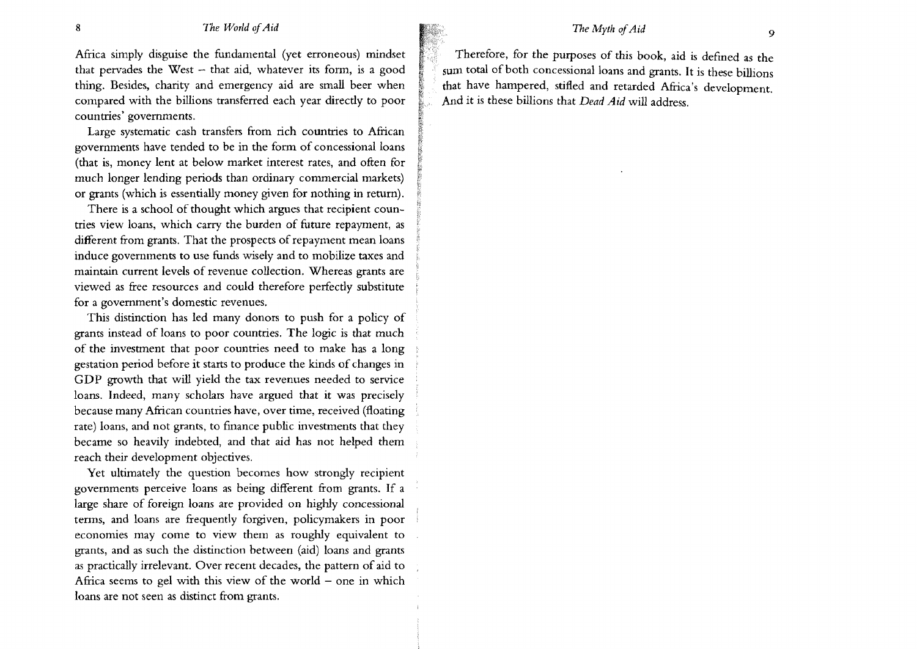Africa simply disguise the fundamental (yet erroneous) mindset that pervades the West – that aid, whatever its form, is a good thing. Besides, charity and emergency aid are small beer when compared with the billions transferred each year directly to poor countries' governments.

Large systematic cash transfers from rich countries to African governments have tended to be in the form of concessional loans (that is, money lent at below market interest rates, and often for much longer lending periods than ordinary commercial markets) or grants (which is essentially money given for nothing in return).

There is a school of thought which argues that recipient countries view loans, which carry the burden of future repayment, as different from grants. That the prospects of repayment mean loans induce governments to use funds wisely and to mobilize taxes and maintain current levels of revenue collection. Whereas grants are viewed as free resources and could therefore perfectly substitute for a government's domestic revenues.

This distinction has led many donors to push for a policy of grants instead of loans to poor countries. The logic is that much of the investment that poor countries need to make has a long gestation period before it starts to produce the kinds of changes in GDP growth that will yield the tax revenues needed to service loans. Indeed, many scholars have argued that it was precisely because many African countries have, over time, received (floating rate) loans, and not grants, to finance public investments that they became so heavily indebted, and that aid has not helped them reach their development objectives.

Yet ultimately the question becomes how strongly recipient governments perceive loans as being different from grants. If a large share of foreign loans are provided on highly concessional terms, and loans are frequently forgiven, policymakers in poor economies may come to view them as roughly equivalent to grants, and as such the distinction between (aid) loans and grants as practically irrelevant. Over recent decades, the pattern of aid to Africa seems to gel with this view of the world – one in which loans are not seen as distinct from grants.

Therefore, for the purposes of this book, aid is defined as the sum total of both concessional loans and grants. It is these billions that have hampered, stifled and retarded Africa's development. And it is these billions that *Dead Aid* will address.